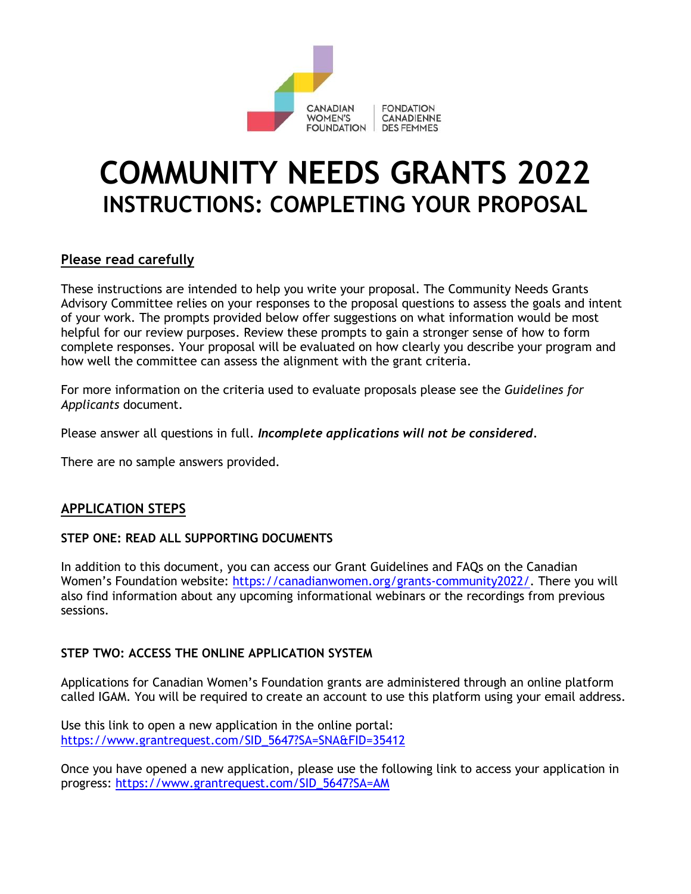CANADIAN WOMEN'S FOUNDATION | FONDATION CANADIENNE DES FEMMES

# COMMUNITY NEEDS GRANTS 2022
## INSTRUCTIONS: COMPLETING YOUR PROPOSAL

**Please read carefully**

These instructions are intended to help you write your proposal. The Community Needs Grants Advisory Committee relies on your responses to the proposal questions to assess the goals and intent of your work. The prompts provided below offer suggestions on what information would be most helpful for our review purposes. Review these prompts to gain a stronger sense of how to form complete responses. Your proposal will be evaluated on how clearly you describe your program and how well the committee can assess the alignment with the grant criteria.

For more information on the criteria used to evaluate proposals please see the *Guidelines for Applicants* document.

Please answer all questions in full. ***Incomplete applications will not be considered***.

There are no sample answers provided.

## APPLICATION STEPS

### STEP ONE: READ ALL SUPPORTING DOCUMENTS

In addition to this document, you can access our Grant Guidelines and FAQs on the Canadian Women's Foundation website: https://canadianwomen.org/grants-community2022/. There you will also find information about any upcoming informational webinars or the recordings from previous sessions.

### STEP TWO: ACCESS THE ONLINE APPLICATION SYSTEM

Applications for Canadian Women's Foundation grants are administered through an online platform called IGAM. You will be required to create an account to use this platform using your email address.

Use this link to open a new application in the online portal:
https://www.grantrequest.com/SID_5647?SA=SNA&FID=35412

Once you have opened a new application, please use the following link to access your application in progress: https://www.grantrequest.com/SID_5647?SA=AM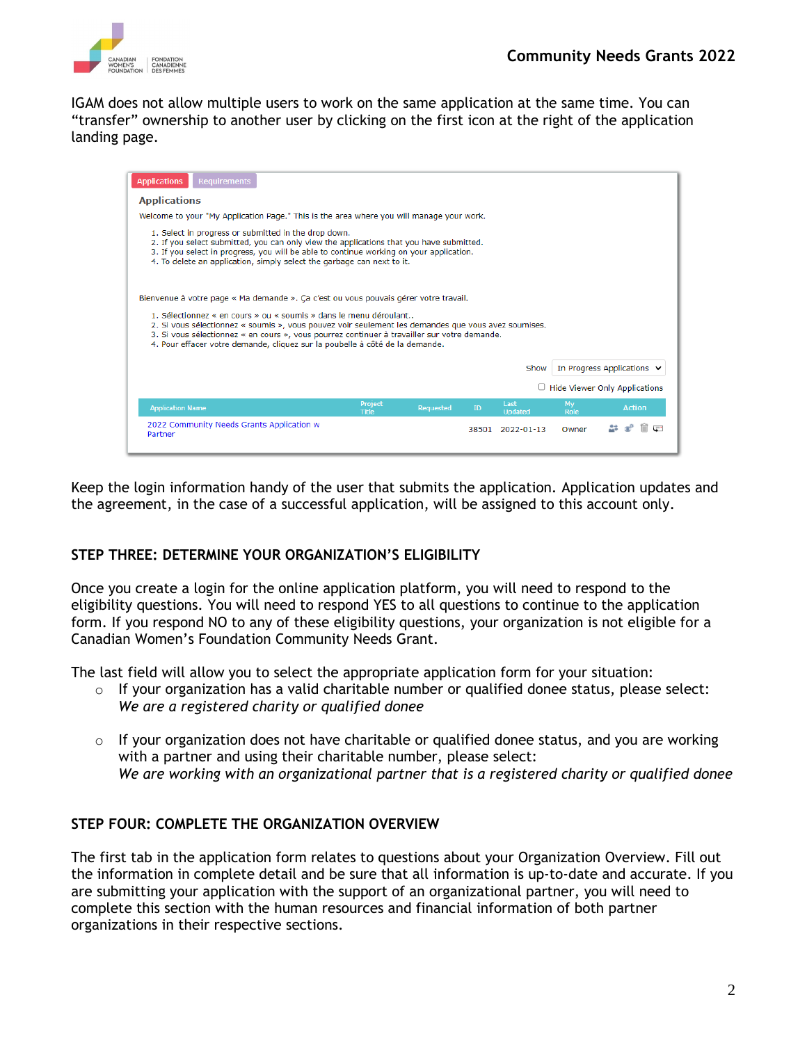IGAM does not allow multiple users to work on the same application at the same time. You can "transfer" ownership to another user by clicking on the first icon at the right of the application landing page.

Applications | Requirements

**Applications**

Welcome to your "My Application Page." This is the area where you will manage your work.

1. Select in progress or submitted in the drop down.
2. If you select submitted, you can only view the applications that you have submitted.
3. If you select in progress, you will be able to continue working on your application.
4. To delete an application, simply select the garbage can next to it.

Bienvenue à votre page « Ma demande ». Ça c'est ou vous pouvais gérer votre travail.

1. Sélectionnez « en cours » ou « soumis » dans le menu déroulant..
2. Si vous sélectionnez « soumis », vous pouvez voir seulement les demandes que vous avez soumises.
3. Si vous sélectionnez « en cours », vous pourrez continuer à travailler sur votre demande.
4. Pour effacer votre demande, cliquez sur la poubelle à côté de la demande.

Show: In Progress Applications

Hide Viewer Only Applications

| Application Name | Project Title | Requested | ID | Last Updated | My Role | Action |
|---|---|---|---|---|---|---|
| 2022 Community Needs Grants Application w Partner | | | 38501 | 2022-01-13 | Owner | |

Keep the login information handy of the user that submits the application. Application updates and the agreement, in the case of a successful application, will be assigned to this account only.

## STEP THREE: DETERMINE YOUR ORGANIZATION'S ELIGIBILITY

Once you create a login for the online application platform, you will need to respond to the eligibility questions. You will need to respond YES to all questions to continue to the application form. If you respond NO to any of these eligibility questions, your organization is not eligible for a Canadian Women's Foundation Community Needs Grant.

The last field will allow you to select the appropriate application form for your situation:

- If your organization has a valid charitable number or qualified donee status, please select: *We are a registered charity or qualified donee*
- If your organization does not have charitable or qualified donee status, and you are working with a partner and using their charitable number, please select: *We are working with an organizational partner that is a registered charity or qualified donee*

## STEP FOUR: COMPLETE THE ORGANIZATION OVERVIEW

The first tab in the application form relates to questions about your Organization Overview. Fill out the information in complete detail and be sure that all information is up-to-date and accurate. If you are submitting your application with the support of an organizational partner, you will need to complete this section with the human resources and financial information of both partner organizations in their respective sections.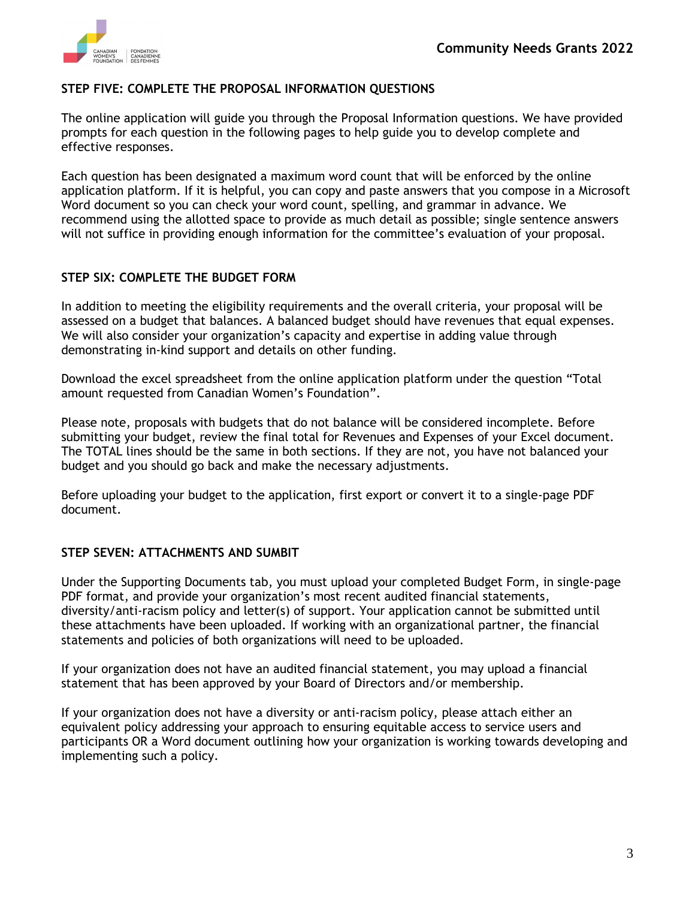### STEP FIVE: COMPLETE THE PROPOSAL INFORMATION QUESTIONS

The online application will guide you through the Proposal Information questions. We have provided prompts for each question in the following pages to help guide you to develop complete and effective responses.

Each question has been designated a maximum word count that will be enforced by the online application platform. If it is helpful, you can copy and paste answers that you compose in a Microsoft Word document so you can check your word count, spelling, and grammar in advance. We recommend using the allotted space to provide as much detail as possible; single sentence answers will not suffice in providing enough information for the committee's evaluation of your proposal.

### STEP SIX: COMPLETE THE BUDGET FORM

In addition to meeting the eligibility requirements and the overall criteria, your proposal will be assessed on a budget that balances. A balanced budget should have revenues that equal expenses. We will also consider your organization's capacity and expertise in adding value through demonstrating in-kind support and details on other funding.

Download the excel spreadsheet from the online application platform under the question "Total amount requested from Canadian Women's Foundation".

Please note, proposals with budgets that do not balance will be considered incomplete. Before submitting your budget, review the final total for Revenues and Expenses of your Excel document. The TOTAL lines should be the same in both sections. If they are not, you have not balanced your budget and you should go back and make the necessary adjustments.

Before uploading your budget to the application, first export or convert it to a single-page PDF document.

### STEP SEVEN: ATTACHMENTS AND SUMBIT

Under the Supporting Documents tab, you must upload your completed Budget Form, in single-page PDF format, and provide your organization's most recent audited financial statements, diversity/anti-racism policy and letter(s) of support. Your application cannot be submitted until these attachments have been uploaded. If working with an organizational partner, the financial statements and policies of both organizations will need to be uploaded.

If your organization does not have an audited financial statement, you may upload a financial statement that has been approved by your Board of Directors and/or membership.

If your organization does not have a diversity or anti-racism policy, please attach either an equivalent policy addressing your approach to ensuring equitable access to service users and participants OR a Word document outlining how your organization is working towards developing and implementing such a policy.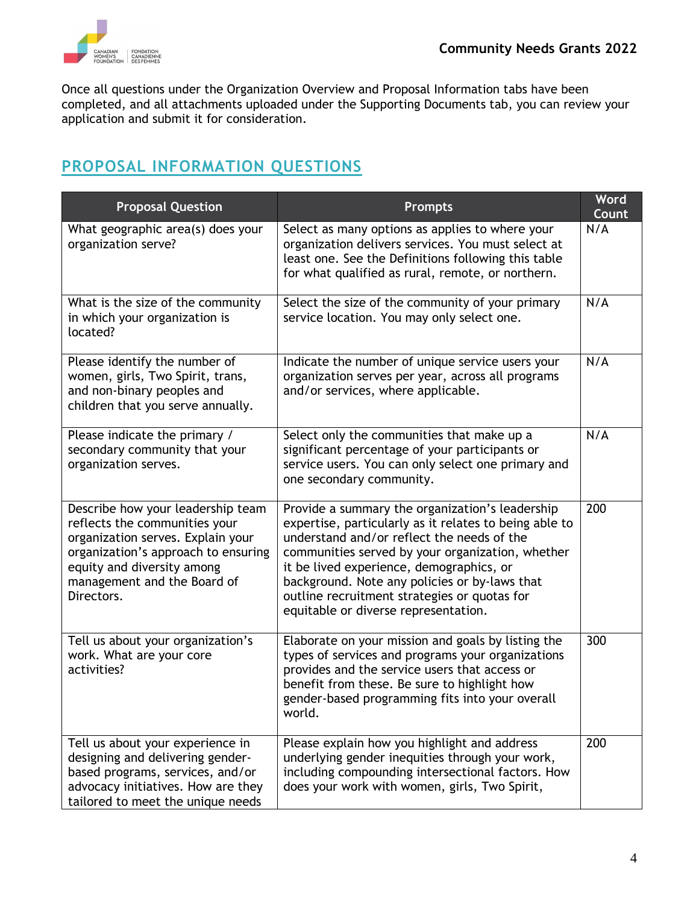Once all questions under the Organization Overview and Proposal Information tabs have been completed, and all attachments uploaded under the Supporting Documents tab, you can review your application and submit it for consideration.

## PROPOSAL INFORMATION QUESTIONS

| Proposal Question | Prompts | Word Count |
|---|---|---|
| What geographic area(s) does your organization serve? | Select as many options as applies to where your organization delivers services. You must select at least one. See the Definitions following this table for what qualified as rural, remote, or northern. | N/A |
| What is the size of the community in which your organization is located? | Select the size of the community of your primary service location. You may only select one. | N/A |
| Please identify the number of women, girls, Two Spirit, trans, and non-binary peoples and children that you serve annually. | Indicate the number of unique service users your organization serves per year, across all programs and/or services, where applicable. | N/A |
| Please indicate the primary / secondary community that your organization serves. | Select only the communities that make up a significant percentage of your participants or service users. You can only select one primary and one secondary community. | N/A |
| Describe how your leadership team reflects the communities your organization serves. Explain your organization's approach to ensuring equity and diversity among management and the Board of Directors. | Provide a summary the organization's leadership expertise, particularly as it relates to being able to understand and/or reflect the needs of the communities served by your organization, whether it be lived experience, demographics, or background. Note any policies or by-laws that outline recruitment strategies or quotas for equitable or diverse representation. | 200 |
| Tell us about your organization's work. What are your core activities? | Elaborate on your mission and goals by listing the types of services and programs your organizations provides and the service users that access or benefit from these. Be sure to highlight how gender-based programming fits into your overall world. | 300 |
| Tell us about your experience in designing and delivering gender-based programs, services, and/or advocacy initiatives. How are they tailored to meet the unique needs | Please explain how you highlight and address underlying gender inequities through your work, including compounding intersectional factors. How does your work with women, girls, Two Spirit, | 200 |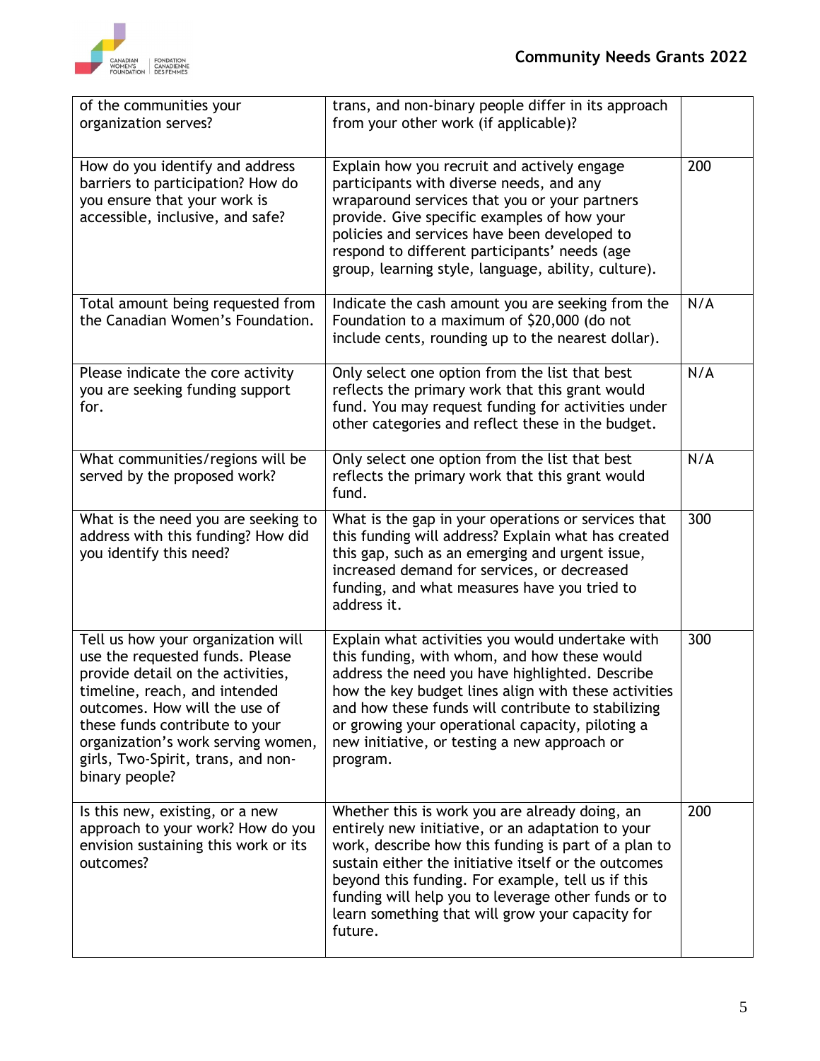| | | |
|---|---|---|
| of the communities your organization serves? | trans, and non-binary people differ in its approach from your other work (if applicable)? | |
| How do you identify and address barriers to participation? How do you ensure that your work is accessible, inclusive, and safe? | Explain how you recruit and actively engage participants with diverse needs, and any wraparound services that you or your partners provide. Give specific examples of how your policies and services have been developed to respond to different participants' needs (age group, learning style, language, ability, culture). | 200 |
| Total amount being requested from the Canadian Women's Foundation. | Indicate the cash amount you are seeking from the Foundation to a maximum of $20,000 (do not include cents, rounding up to the nearest dollar). | N/A |
| Please indicate the core activity you are seeking funding support for. | Only select one option from the list that best reflects the primary work that this grant would fund. You may request funding for activities under other categories and reflect these in the budget. | N/A |
| What communities/regions will be served by the proposed work? | Only select one option from the list that best reflects the primary work that this grant would fund. | N/A |
| What is the need you are seeking to address with this funding? How did you identify this need? | What is the gap in your operations or services that this funding will address? Explain what has created this gap, such as an emerging and urgent issue, increased demand for services, or decreased funding, and what measures have you tried to address it. | 300 |
| Tell us how your organization will use the requested funds. Please provide detail on the activities, timeline, reach, and intended outcomes. How will the use of these funds contribute to your organization's work serving women, girls, Two-Spirit, trans, and non-binary people? | Explain what activities you would undertake with this funding, with whom, and how these would address the need you have highlighted. Describe how the key budget lines align with these activities and how these funds will contribute to stabilizing or growing your operational capacity, piloting a new initiative, or testing a new approach or program. | 300 |
| Is this new, existing, or a new approach to your work? How do you envision sustaining this work or its outcomes? | Whether this is work you are already doing, an entirely new initiative, or an adaptation to your work, describe how this funding is part of a plan to sustain either the initiative itself or the outcomes beyond this funding. For example, tell us if this funding will help you to leverage other funds or to learn something that will grow your capacity for future. | 200 |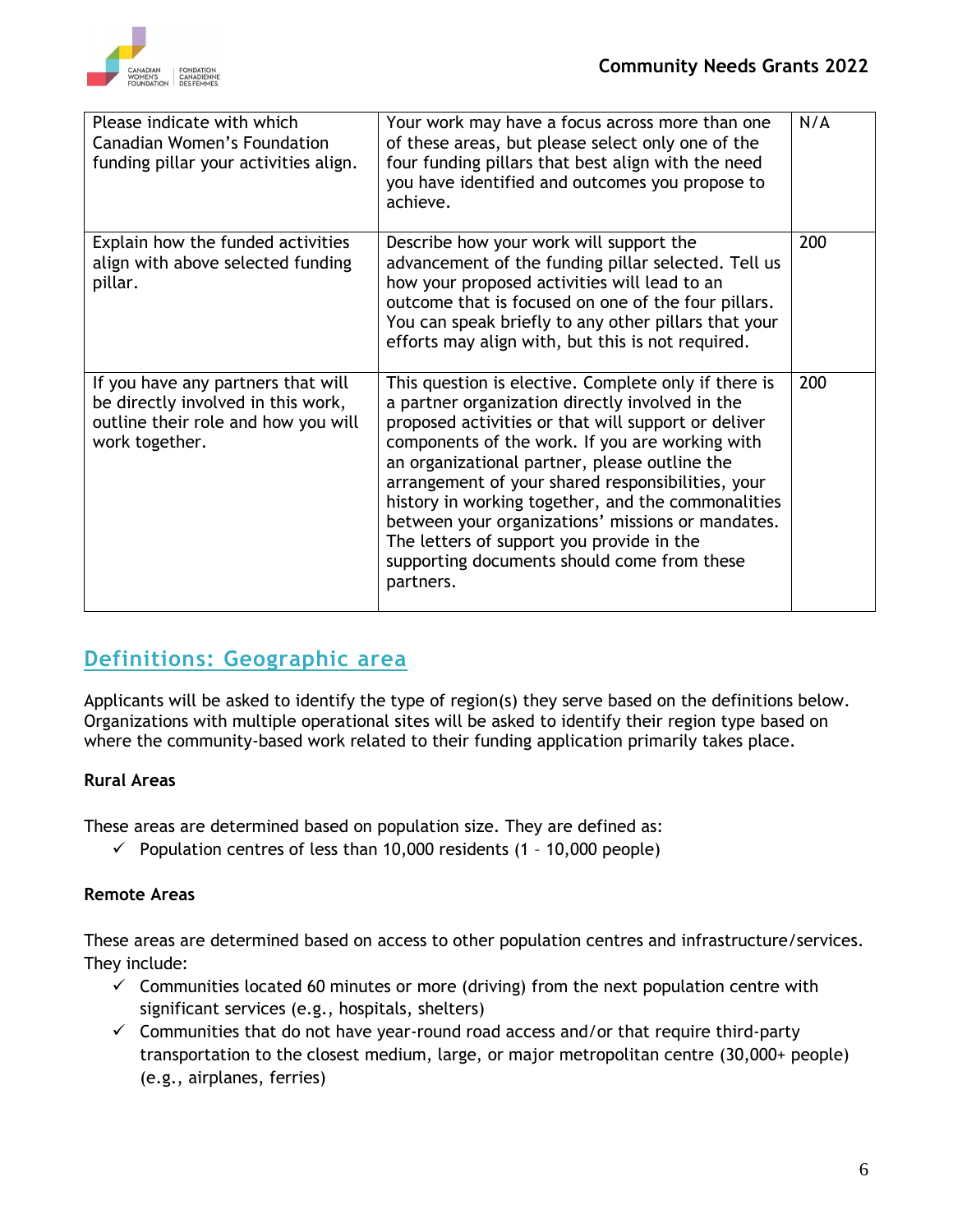| | | |
|---|---|---|
| Please indicate with which Canadian Women's Foundation funding pillar your activities align. | Your work may have a focus across more than one of these areas, but please select only one of the four funding pillars that best align with the need you have identified and outcomes you propose to achieve. | N/A |
| Explain how the funded activities align with above selected funding pillar. | Describe how your work will support the advancement of the funding pillar selected. Tell us how your proposed activities will lead to an outcome that is focused on one of the four pillars. You can speak briefly to any other pillars that your efforts may align with, but this is not required. | 200 |
| If you have any partners that will be directly involved in this work, outline their role and how you will work together. | This question is elective. Complete only if there is a partner organization directly involved in the proposed activities or that will support or deliver components of the work. If you are working with an organizational partner, please outline the arrangement of your shared responsibilities, your history in working together, and the commonalities between your organizations' missions or mandates. The letters of support you provide in the supporting documents should come from these partners. | 200 |

## Definitions: Geographic area

Applicants will be asked to identify the type of region(s) they serve based on the definitions below. Organizations with multiple operational sites will be asked to identify their region type based on where the community-based work related to their funding application primarily takes place.

**Rural Areas**

These areas are determined based on population size. They are defined as:

- ✓ Population centres of less than 10,000 residents (1 – 10,000 people)

**Remote Areas**

These areas are determined based on access to other population centres and infrastructure/services. They include:

- ✓ Communities located 60 minutes or more (driving) from the next population centre with significant services (e.g., hospitals, shelters)
- ✓ Communities that do not have year-round road access and/or that require third-party transportation to the closest medium, large, or major metropolitan centre (30,000+ people) (e.g., airplanes, ferries)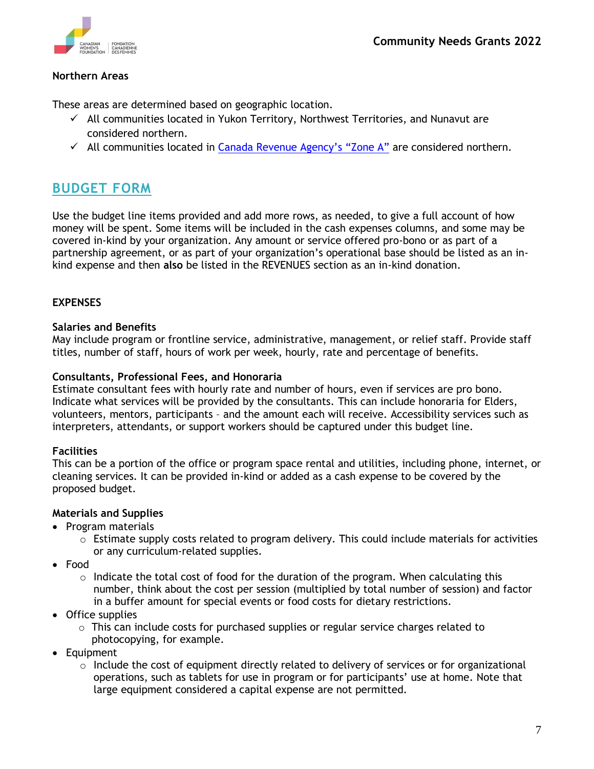**Northern Areas**

These areas are determined based on geographic location.

- ✓ All communities located in Yukon Territory, Northwest Territories, and Nunavut are considered northern.
- ✓ All communities located in [Canada Revenue Agency's "Zone A"]() are considered northern.

## BUDGET FORM

Use the budget line items provided and add more rows, as needed, to give a full account of how money will be spent. Some items will be included in the cash expenses columns, and some may be covered in-kind by your organization. Any amount or service offered pro-bono or as part of a partnership agreement, or as part of your organization's operational base should be listed as an in-kind expense and then **also** be listed in the REVENUES section as an in-kind donation.

**EXPENSES**

**Salaries and Benefits**
May include program or frontline service, administrative, management, or relief staff. Provide staff titles, number of staff, hours of work per week, hourly, rate and percentage of benefits.

**Consultants, Professional Fees, and Honoraria**
Estimate consultant fees with hourly rate and number of hours, even if services are pro bono. Indicate what services will be provided by the consultants. This can include honoraria for Elders, volunteers, mentors, participants – and the amount each will receive. Accessibility services such as interpreters, attendants, or support workers should be captured under this budget line.

**Facilities**
This can be a portion of the office or program space rental and utilities, including phone, internet, or cleaning services. It can be provided in-kind or added as a cash expense to be covered by the proposed budget.

**Materials and Supplies**

- Program materials
  - Estimate supply costs related to program delivery. This could include materials for activities or any curriculum-related supplies.
- Food
  - Indicate the total cost of food for the duration of the program. When calculating this number, think about the cost per session (multiplied by total number of session) and factor in a buffer amount for special events or food costs for dietary restrictions.
- Office supplies
  - This can include costs for purchased supplies or regular service charges related to photocopying, for example.
- Equipment
  - Include the cost of equipment directly related to delivery of services or for organizational operations, such as tablets for use in program or for participants' use at home. Note that large equipment considered a capital expense are not permitted.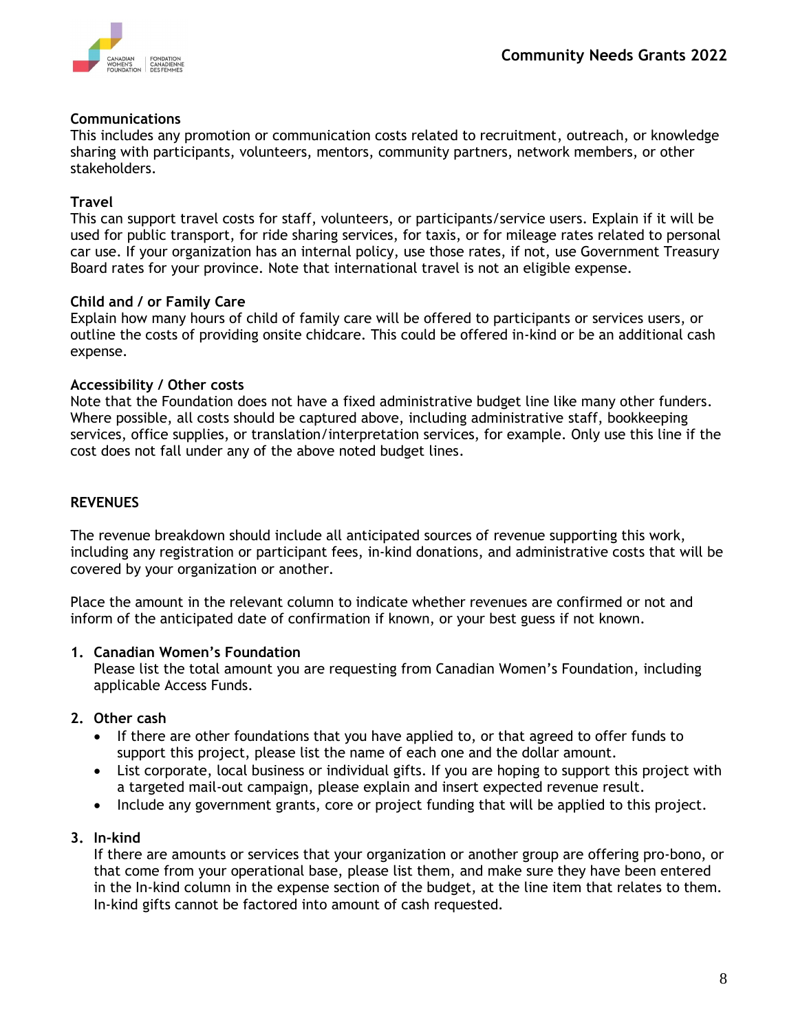**Communications**
This includes any promotion or communication costs related to recruitment, outreach, or knowledge sharing with participants, volunteers, mentors, community partners, network members, or other stakeholders.

**Travel**
This can support travel costs for staff, volunteers, or participants/service users. Explain if it will be used for public transport, for ride sharing services, for taxis, or for mileage rates related to personal car use. If your organization has an internal policy, use those rates, if not, use Government Treasury Board rates for your province. Note that international travel is not an eligible expense.

**Child and / or Family Care**
Explain how many hours of child of family care will be offered to participants or services users, or outline the costs of providing onsite chidcare. This could be offered in-kind or be an additional cash expense.

**Accessibility / Other costs**
Note that the Foundation does not have a fixed administrative budget line like many other funders. Where possible, all costs should be captured above, including administrative staff, bookkeeping services, office supplies, or translation/interpretation services, for example. Only use this line if the cost does not fall under any of the above noted budget lines.

## REVENUES

The revenue breakdown should include all anticipated sources of revenue supporting this work, including any registration or participant fees, in-kind donations, and administrative costs that will be covered by your organization or another.

Place the amount in the relevant column to indicate whether revenues are confirmed or not and inform of the anticipated date of confirmation if known, or your best guess if not known.

1. **Canadian Women's Foundation**
   Please list the total amount you are requesting from Canadian Women's Foundation, including applicable Access Funds.

2. **Other cash**
   - If there are other foundations that you have applied to, or that agreed to offer funds to support this project, please list the name of each one and the dollar amount.
   - List corporate, local business or individual gifts. If you are hoping to support this project with a targeted mail-out campaign, please explain and insert expected revenue result.
   - Include any government grants, core or project funding that will be applied to this project.

3. **In-kind**
   If there are amounts or services that your organization or another group are offering pro-bono, or that come from your operational base, please list them, and make sure they have been entered in the In-kind column in the expense section of the budget, at the line item that relates to them. In-kind gifts cannot be factored into amount of cash requested.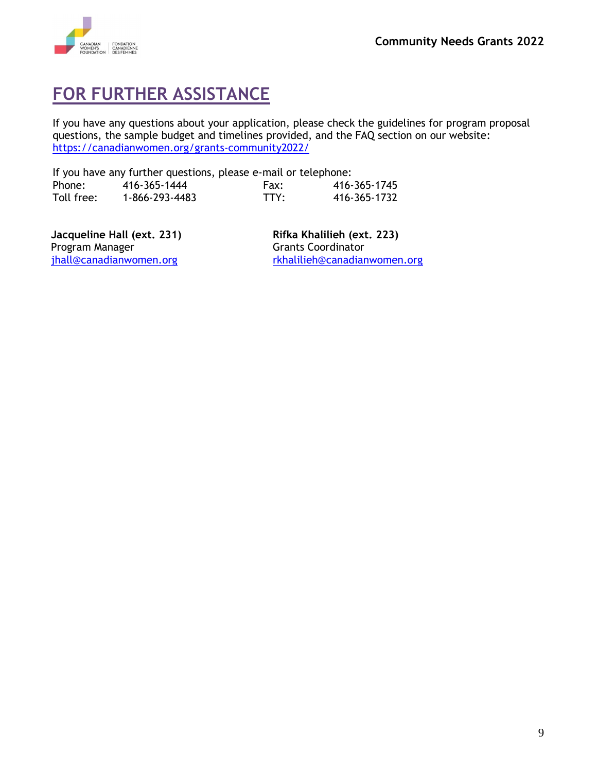# FOR FURTHER ASSISTANCE

If you have any questions about your application, please check the guidelines for program proposal questions, the sample budget and timelines provided, and the FAQ section on our website: https://canadianwomen.org/grants-community2022/

If you have any further questions, please e-mail or telephone:

| | | | |
|---|---|---|---|
| Phone: | 416-365-1444 | Fax: | 416-365-1745 |
| Toll free: | 1-866-293-4483 | TTY: | 416-365-1732 |

**Jacqueline Hall (ext. 231)**
Program Manager
jhall@canadianwomen.org

**Rifka Khalilieh (ext. 223)**
Grants Coordinator
rkhalilieh@canadianwomen.org